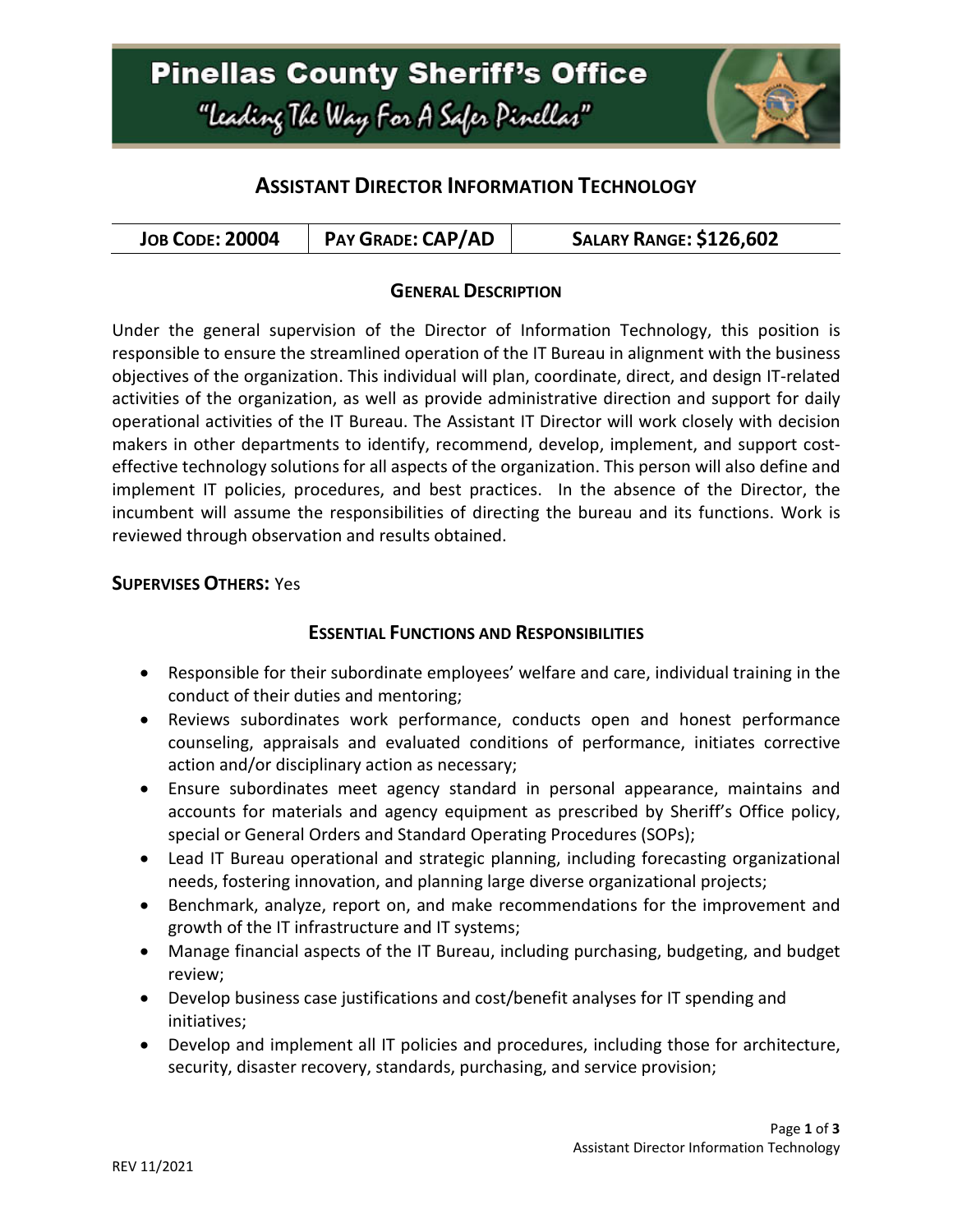# Pinellas County Sheriff's Office

"Leading The Way For A Safer Pinellas"

## Assistant Director Information Technology

| Job Code: 20004 | Pay Grade: CAP/AD | Salary Range: $126,602 |
| --- | --- | --- |

### General Description

Under the general supervision of the Director of Information Technology, this position is responsible to ensure the streamlined operation of the IT Bureau in alignment with the business objectives of the organization. This individual will plan, coordinate, direct, and design IT-related activities of the organization, as well as provide administrative direction and support for daily operational activities of the IT Bureau. The Assistant IT Director will work closely with decision makers in other departments to identify, recommend, develop, implement, and support cost-effective technology solutions for all aspects of the organization. This person will also define and implement IT policies, procedures, and best practices. In the absence of the Director, the incumbent will assume the responsibilities of directing the bureau and its functions. Work is reviewed through observation and results obtained.

**Supervises Others:** Yes

### Essential Functions and Responsibilities

- Responsible for their subordinate employees' welfare and care, individual training in the conduct of their duties and mentoring;
- Reviews subordinates work performance, conducts open and honest performance counseling, appraisals and evaluated conditions of performance, initiates corrective action and/or disciplinary action as necessary;
- Ensure subordinates meet agency standard in personal appearance, maintains and accounts for materials and agency equipment as prescribed by Sheriff's Office policy, special or General Orders and Standard Operating Procedures (SOPs);
- Lead IT Bureau operational and strategic planning, including forecasting organizational needs, fostering innovation, and planning large diverse organizational projects;
- Benchmark, analyze, report on, and make recommendations for the improvement and growth of the IT infrastructure and IT systems;
- Manage financial aspects of the IT Bureau, including purchasing, budgeting, and budget review;
- Develop business case justifications and cost/benefit analyses for IT spending and initiatives;
- Develop and implement all IT policies and procedures, including those for architecture, security, disaster recovery, standards, purchasing, and service provision;

REV 11/2021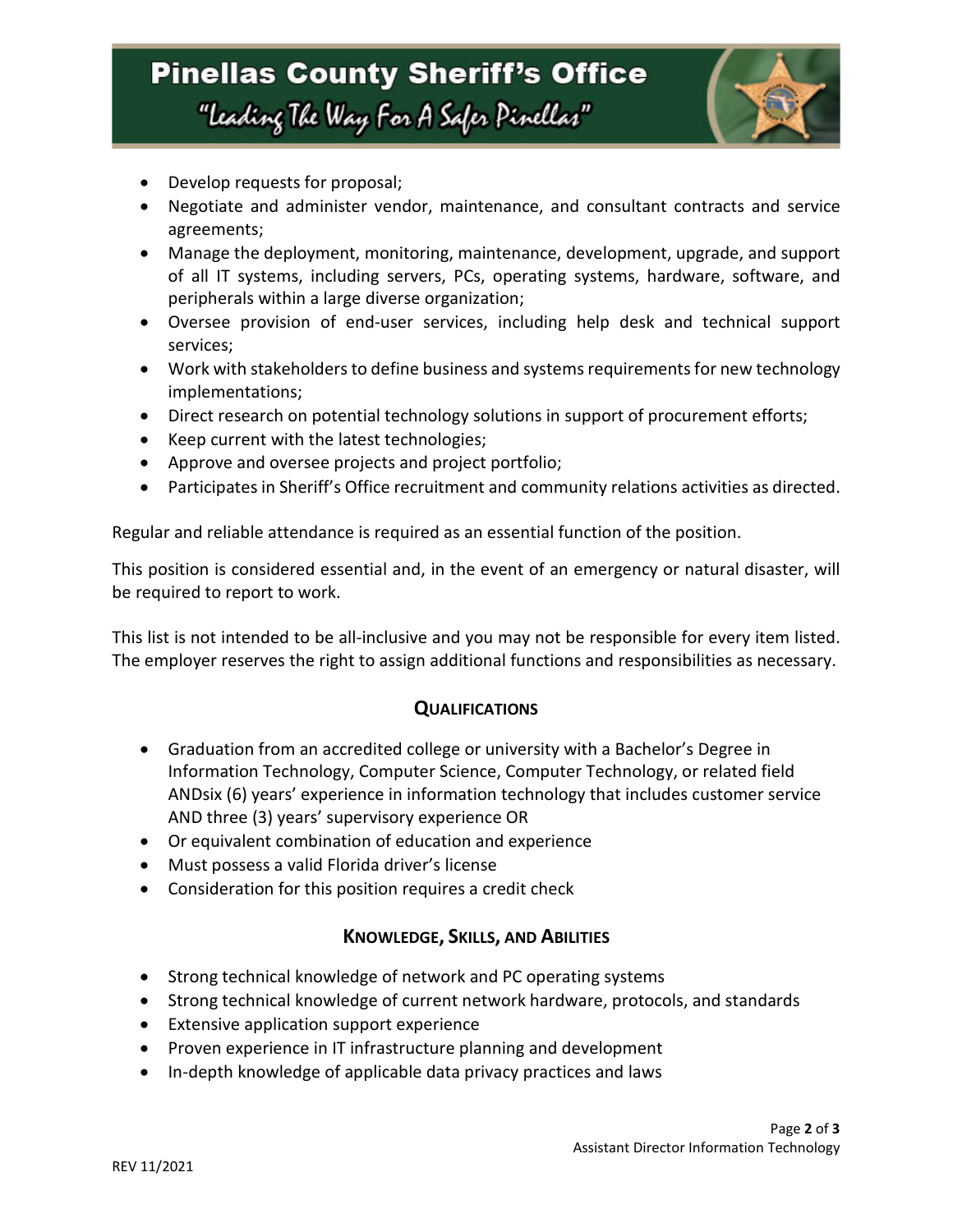- Develop requests for proposal;
- Negotiate and administer vendor, maintenance, and consultant contracts and service agreements;
- Manage the deployment, monitoring, maintenance, development, upgrade, and support of all IT systems, including servers, PCs, operating systems, hardware, software, and peripherals within a large diverse organization;
- Oversee provision of end-user services, including help desk and technical support services;
- Work with stakeholders to define business and systems requirements for new technology implementations;
- Direct research on potential technology solutions in support of procurement efforts;
- Keep current with the latest technologies;
- Approve and oversee projects and project portfolio;
- Participates in Sheriff's Office recruitment and community relations activities as directed.

Regular and reliable attendance is required as an essential function of the position.

This position is considered essential and, in the event of an emergency or natural disaster, will be required to report to work.

This list is not intended to be all-inclusive and you may not be responsible for every item listed. The employer reserves the right to assign additional functions and responsibilities as necessary.

## QUALIFICATIONS

- Graduation from an accredited college or university with a Bachelor's Degree in Information Technology, Computer Science, Computer Technology, or related field ANDsix (6) years' experience in information technology that includes customer service AND three (3) years' supervisory experience OR
- Or equivalent combination of education and experience
- Must possess a valid Florida driver's license
- Consideration for this position requires a credit check

## KNOWLEDGE, SKILLS, AND ABILITIES

- Strong technical knowledge of network and PC operating systems
- Strong technical knowledge of current network hardware, protocols, and standards
- Extensive application support experience
- Proven experience in IT infrastructure planning and development
- In-depth knowledge of applicable data privacy practices and laws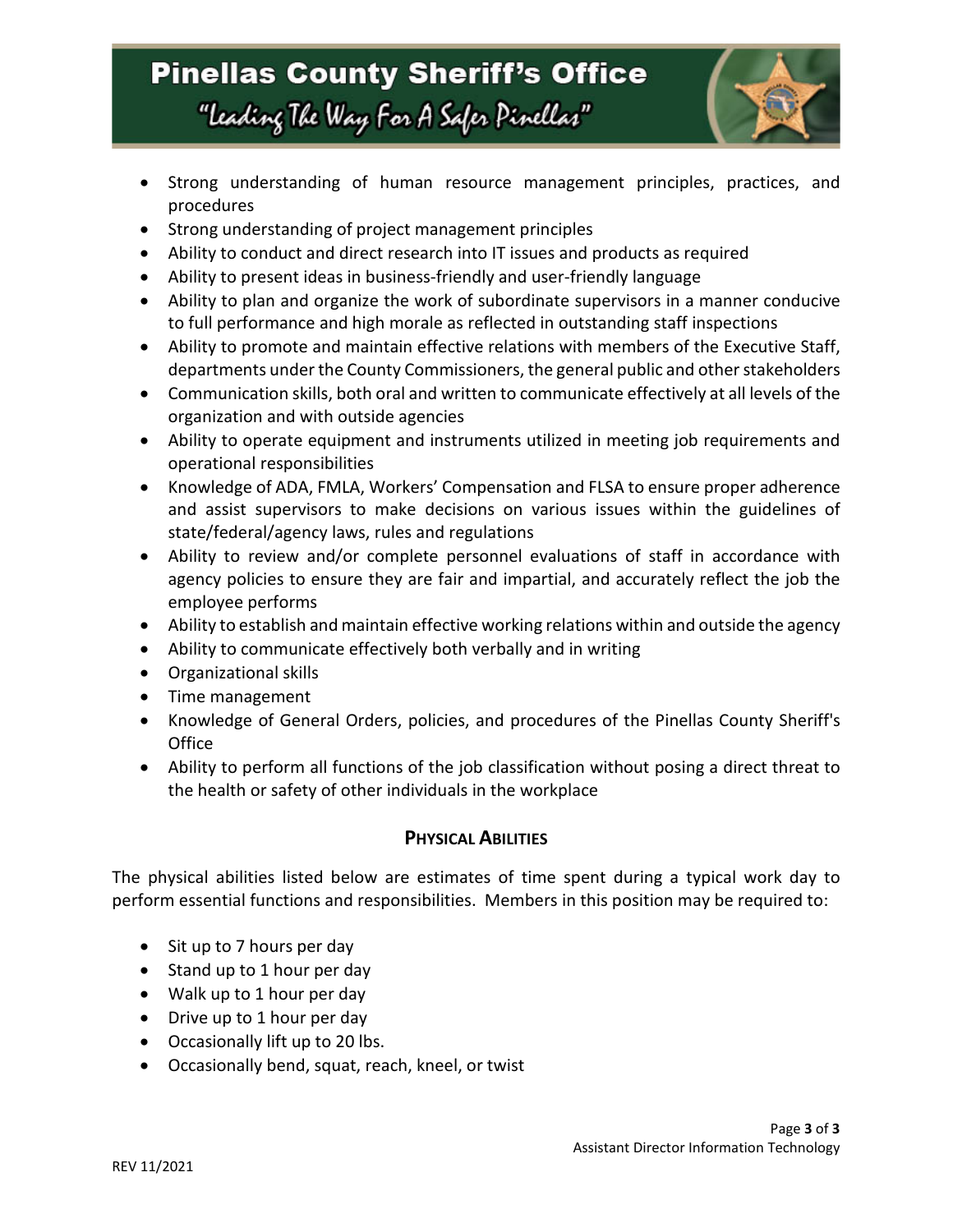- Strong understanding of human resource management principles, practices, and procedures
- Strong understanding of project management principles
- Ability to conduct and direct research into IT issues and products as required
- Ability to present ideas in business-friendly and user-friendly language
- Ability to plan and organize the work of subordinate supervisors in a manner conducive to full performance and high morale as reflected in outstanding staff inspections
- Ability to promote and maintain effective relations with members of the Executive Staff, departments under the County Commissioners, the general public and other stakeholders
- Communication skills, both oral and written to communicate effectively at all levels of the organization and with outside agencies
- Ability to operate equipment and instruments utilized in meeting job requirements and operational responsibilities
- Knowledge of ADA, FMLA, Workers' Compensation and FLSA to ensure proper adherence and assist supervisors to make decisions on various issues within the guidelines of state/federal/agency laws, rules and regulations
- Ability to review and/or complete personnel evaluations of staff in accordance with agency policies to ensure they are fair and impartial, and accurately reflect the job the employee performs
- Ability to establish and maintain effective working relations within and outside the agency
- Ability to communicate effectively both verbally and in writing
- Organizational skills
- Time management
- Knowledge of General Orders, policies, and procedures of the Pinellas County Sheriff's Office
- Ability to perform all functions of the job classification without posing a direct threat to the health or safety of other individuals in the workplace

## PHYSICAL ABILITIES

The physical abilities listed below are estimates of time spent during a typical work day to perform essential functions and responsibilities. Members in this position may be required to:

- Sit up to 7 hours per day
- Stand up to 1 hour per day
- Walk up to 1 hour per day
- Drive up to 1 hour per day
- Occasionally lift up to 20 lbs.
- Occasionally bend, squat, reach, kneel, or twist

Assistant Director Information Technology

REV 11/2021